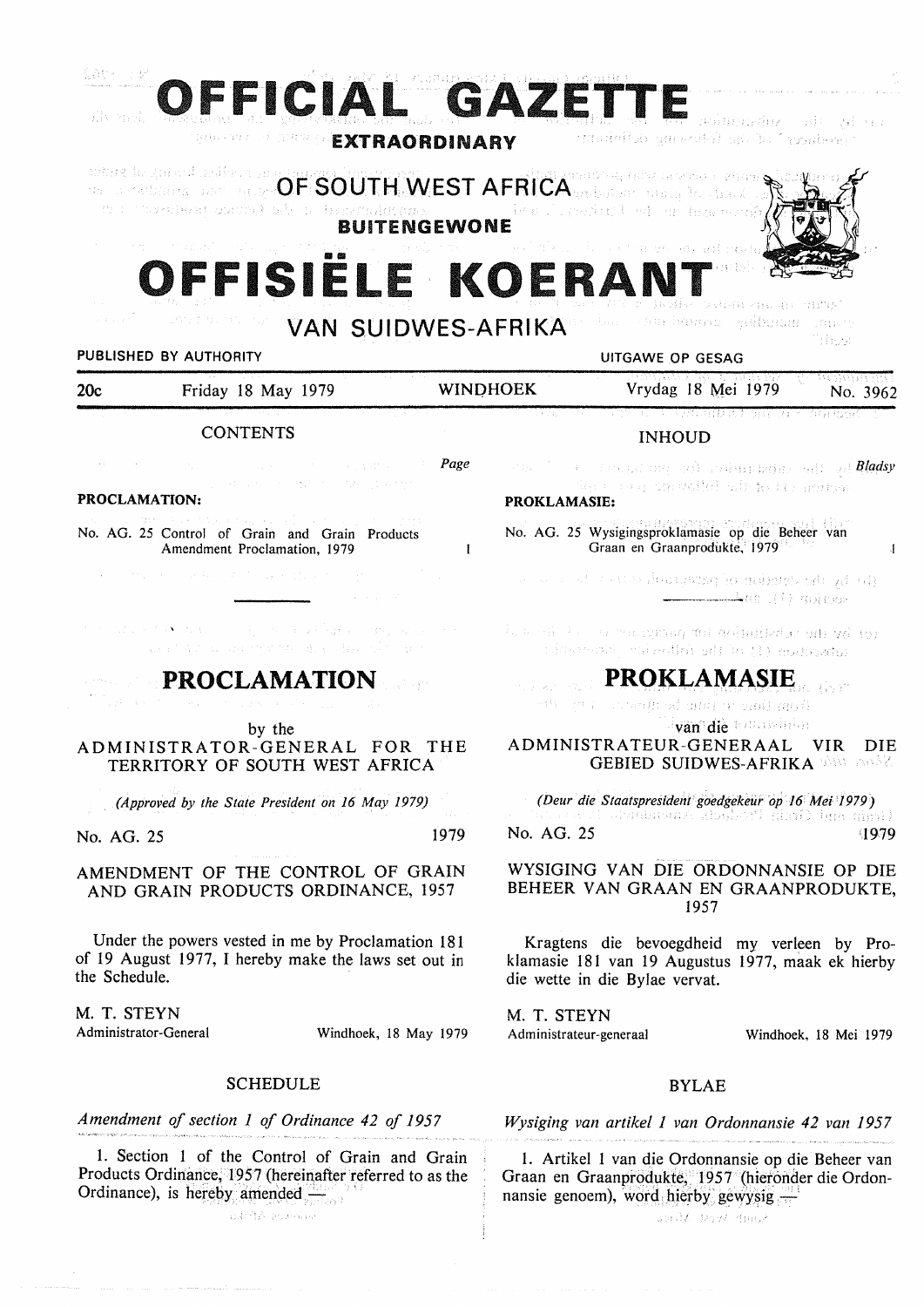# OFFICIAL GAZETTE EXTRAORDINARY OF SOUTH WEST AFRICA

# BUITENGEWONE OFFISIËLE KOERANT VAN SUIDWES-AFRIKA

PUBLISHED BY AUTHORITY — UITGAWE OP GESAG

20c — Friday 18 May 1979 — WINDHOEK — Vrydag 18 Mei 1979 — No. 3962

## CONTENTS

| | Page |
|---|---|
| **PROCLAMATION:** | |
| No. AG. 25 Control of Grain and Grain Products Amendment Proclamation, 1979 | 1 |

## INHOUD

| | Bladsy |
|---|---|
| **PROKLAMASIE:** | |
| No. AG. 25 Wysigingsproklamasie op die Beheer van Graan en Graanprodukte, 1979 | 1 |

## PROCLAMATION

by the

ADMINISTRATOR-GENERAL FOR THE TERRITORY OF SOUTH WEST AFRICA

*(Approved by the State President on 16 May 1979)*

No. AG. 25 — 1979

AMENDMENT OF THE CONTROL OF GRAIN AND GRAIN PRODUCTS ORDINANCE, 1957

Under the powers vested in me by Proclamation 181 of 19 August 1977, I hereby make the laws set out in the Schedule.

M. T. STEYN
Administrator-General — Windhoek, 18 May 1979

### SCHEDULE

*Amendment of section 1 of Ordinance 42 of 1957*

1. Section 1 of the Control of Grain and Grain Products Ordinance, 1957 (hereinafter referred to as the Ordinance), is hereby amended —

## PROKLAMASIE

van die

ADMINISTRATEUR-GENERAAL VIR DIE GEBIED SUIDWES-AFRIKA

*(Deur die Staatspresident goedgekeur op 16 Mei 1979)*

No. AG. 25 — 1979

WYSIGING VAN DIE ORDONNANSIE OP DIE BEHEER VAN GRAAN EN GRAANPRODUKTE, 1957

Kragtens die bevoegdheid my verleen by Proklamasie 181 van 19 Augustus 1977, maak ek hierby die wette in die Bylae vervat.

M. T. STEYN
Administrateur-generaal — Windhoek, 18 Mei 1979

### BYLAE

*Wysiging van artikel 1 van Ordonnansie 42 van 1957*

1. Artikel 1 van die Ordonnansie op die Beheer van Graan en Graanprodukte, 1957 (hieronder die Ordonnansie genoem), word hierby gewysig —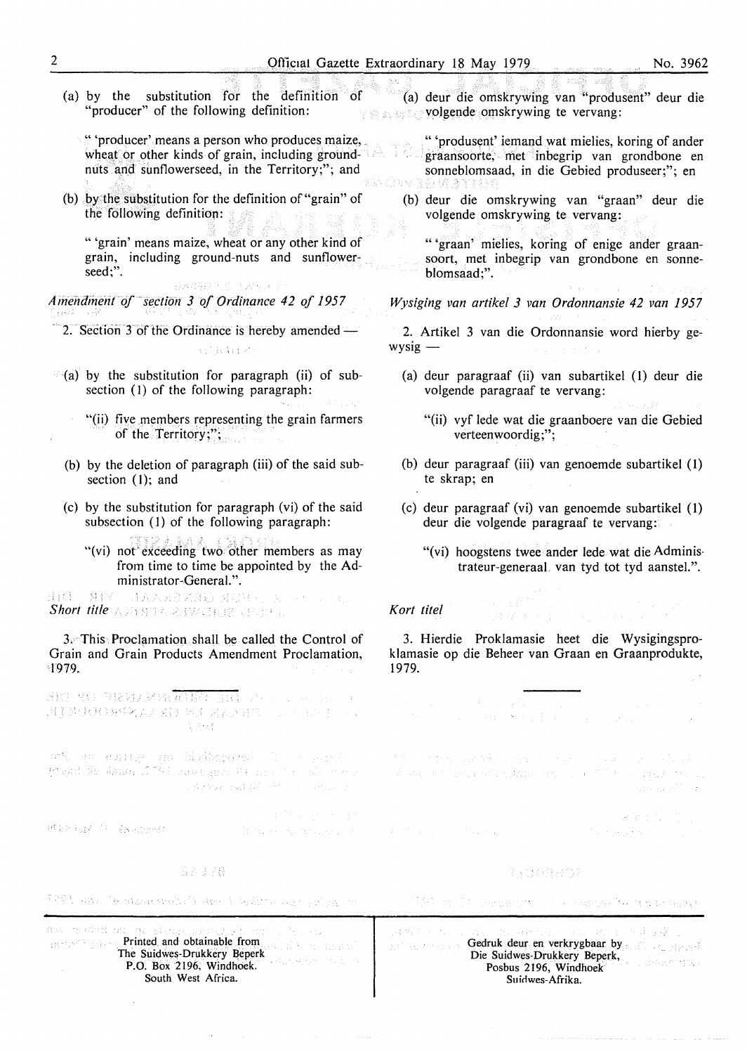(a) by the substitution for the definition of "producer" of the following definition:

" 'producer' means a person who produces maize, wheat or other kinds of grain, including groundnuts and sunflowerseed, in the Territory;"; and

(b) by the substitution for the definition of "grain" of the following definition:

" 'grain' means maize, wheat or any other kind of grain, including ground-nuts and sunflowerseed;".

*Amendment of section 3 of Ordinance 42 of 1957*

2. Section 3 of the Ordinance is hereby amended —

(a) by the substitution for paragraph (ii) of subsection (1) of the following paragraph:

"(ii) five members representing the grain farmers of the Territory;";

(b) by the deletion of paragraph (iii) of the said subsection (1); and

(c) by the substitution for paragraph (vi) of the said subsection (1) of the following paragraph:

"(vi) not exceeding two other members as may from time to time be appointed by the Administrator-General.".

*Short title*

3. This Proclamation shall be called the Control of Grain and Grain Products Amendment Proclamation, 1979.

---

(a) deur die omskrywing van "produsent" deur die volgende omskrywing te vervang:

" 'produsent' iemand wat mielies, koring of ander graansoorte, met inbegrip van grondbone en sonneblomsaad, in die Gebied produseer;"; en

(b) deur die omskrywing van "graan" deur die volgende omskrywing te vervang:

" 'graan' mielies, koring of enige ander graansoort, met inbegrip van grondbone en sonneblomsaad;".

*Wysiging van artikel 3 van Ordonnansie 42 van 1957*

2. Artikel 3 van die Ordonnansie word hierby gewysig —

(a) deur paragraaf (ii) van subartikel (1) deur die volgende paragraaf te vervang:

"(ii) vyf lede wat die graanboere van die Gebied verteenwoordig;";

(b) deur paragraaf (iii) van genoemde subartikel (1) te skrap; en

(c) deur paragraaf (vi) van genoemde subartikel (1) deur die volgende paragraaf te vervang:

"(vi) hoogstens twee ander lede wat die Administrateur-generaal van tyd tot tyd aanstel.".

*Kort titel*

3. Hierdie Proklamasie heet die Wysigingsproklamasie op die Beheer van Graan en Graanprodukte, 1979.

---

Printed and obtainable from
The Suidwes-Drukkery Beperk
P.O. Box 2196, Windhoek.
South West Africa.

Gedruk deur en verkrygbaar by
Die Suidwes-Drukkery Beperk,
Posbus 2196, Windhoek
Suidwes-Afrika.